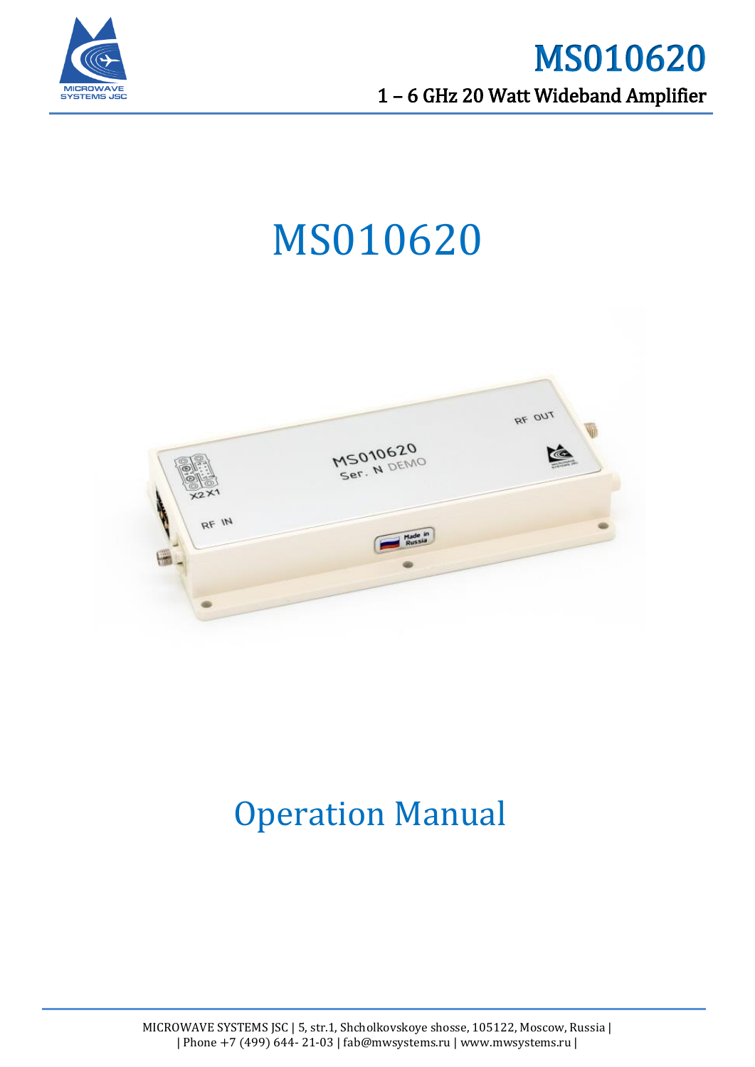# MS010620

1 – 6 GHz 20 Watt Wideband Amplifier

# MS010620

# Operation Manual

MICROWAVE SYSTEMS JSC | 5, str.1, Shcholkovskoye shosse, 105122, Moscow, Russia |
| Phone +7 (499) 644- 21-03 | fab@mwsystems.ru | www.mwsystems.ru |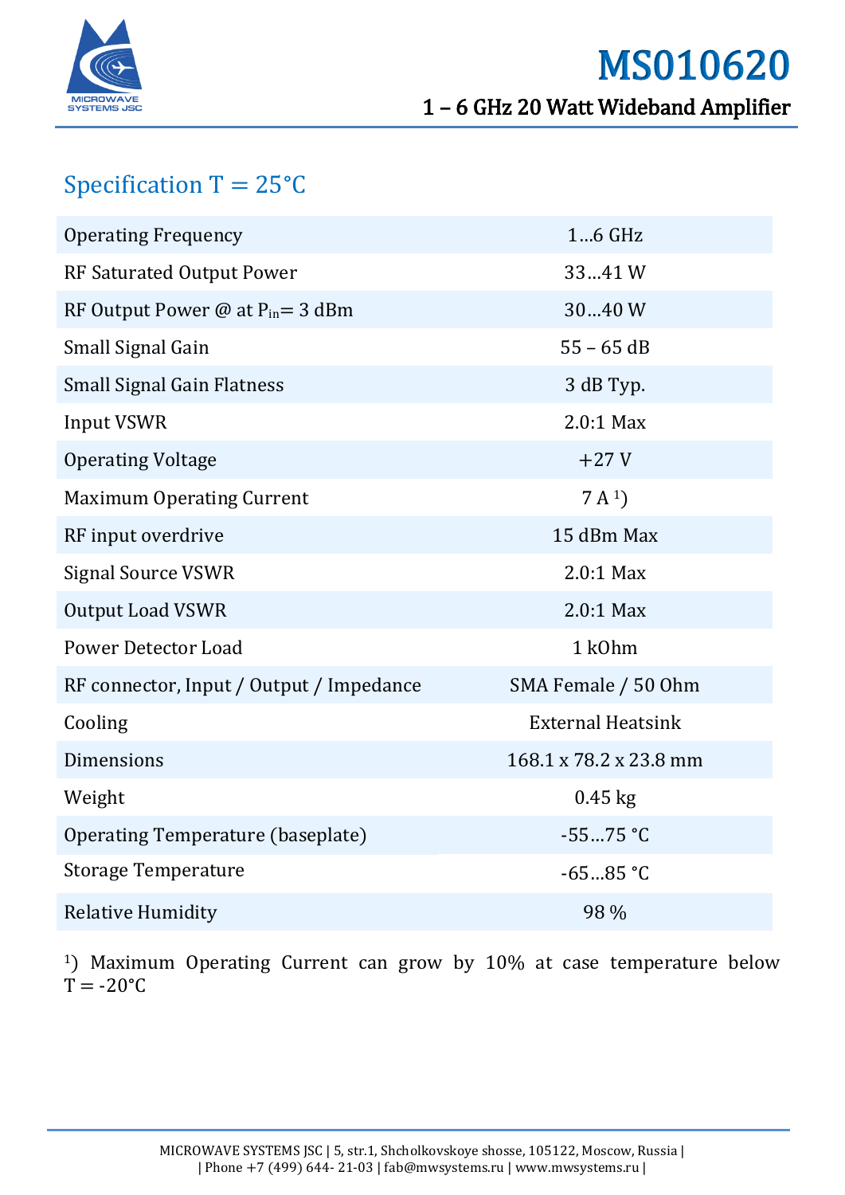# MS010620

## 1 – 6 GHz 20 Watt Wideband Amplifier

## Specification T = 25°C

| Parameter | Value |
|---|---|
| Operating Frequency | 1…6 GHz |
| RF Saturated Output Power | 33…41 W |
| RF Output Power @ at $P_{in}$= 3 dBm | 30…40 W |
| Small Signal Gain | 55 – 65 dB |
| Small Signal Gain Flatness | 3 dB Typ. |
| Input VSWR | 2.0:1 Max |
| Operating Voltage | +27 V |
| Maximum Operating Current | 7 A [1]) |
| RF input overdrive | 15 dBm Max |
| Signal Source VSWR | 2.0:1 Max |
| Output Load VSWR | 2.0:1 Max |
| Power Detector Load | 1 kOhm |
| RF connector, Input / Output / Impedance | SMA Female / 50 Ohm |
| Cooling | External Heatsink |
| Dimensions | 168.1 x 78.2 x 23.8 mm |
| Weight | 0.45 kg |
| Operating Temperature (baseplate) | -55…75 °C |
| Storage Temperature | -65…85 °C |
| Relative Humidity | 98 % |

[1]) Maximum Operating Current can grow by 10% at case temperature below T = -20°C

MICROWAVE SYSTEMS JSC | 5, str.1, Shcholkovskoye shosse, 105122, Moscow, Russia |
| Phone +7 (499) 644- 21-03 | fab@mwsystems.ru | www.mwsystems.ru |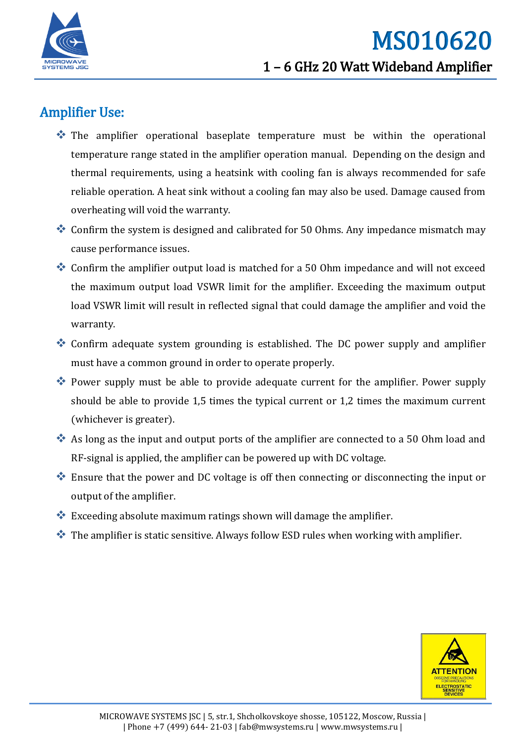## Amplifier Use:

- The amplifier operational baseplate temperature must be within the operational temperature range stated in the amplifier operation manual. Depending on the design and thermal requirements, using a heatsink with cooling fan is always recommended for safe reliable operation. A heat sink without a cooling fan may also be used. Damage caused from overheating will void the warranty.
- Confirm the system is designed and calibrated for 50 Ohms. Any impedance mismatch may cause performance issues.
- Confirm the amplifier output load is matched for a 50 Ohm impedance and will not exceed the maximum output load VSWR limit for the amplifier. Exceeding the maximum output load VSWR limit will result in reflected signal that could damage the amplifier and void the warranty.
- Confirm adequate system grounding is established. The DC power supply and amplifier must have a common ground in order to operate properly.
- Power supply must be able to provide adequate current for the amplifier. Power supply should be able to provide 1,5 times the typical current or 1,2 times the maximum current (whichever is greater).
- As long as the input and output ports of the amplifier are connected to a 50 Ohm load and RF-signal is applied, the amplifier can be powered up with DC voltage.
- Ensure that the power and DC voltage is off then connecting or disconnecting the input or output of the amplifier.
- Exceeding absolute maximum ratings shown will damage the amplifier.
- The amplifier is static sensitive. Always follow ESD rules when working with amplifier.

ATTENTION
OBSERVE PRECAUTIONS FOR HANDLING
ELECTROSTATIC SENSITIVE DEVICES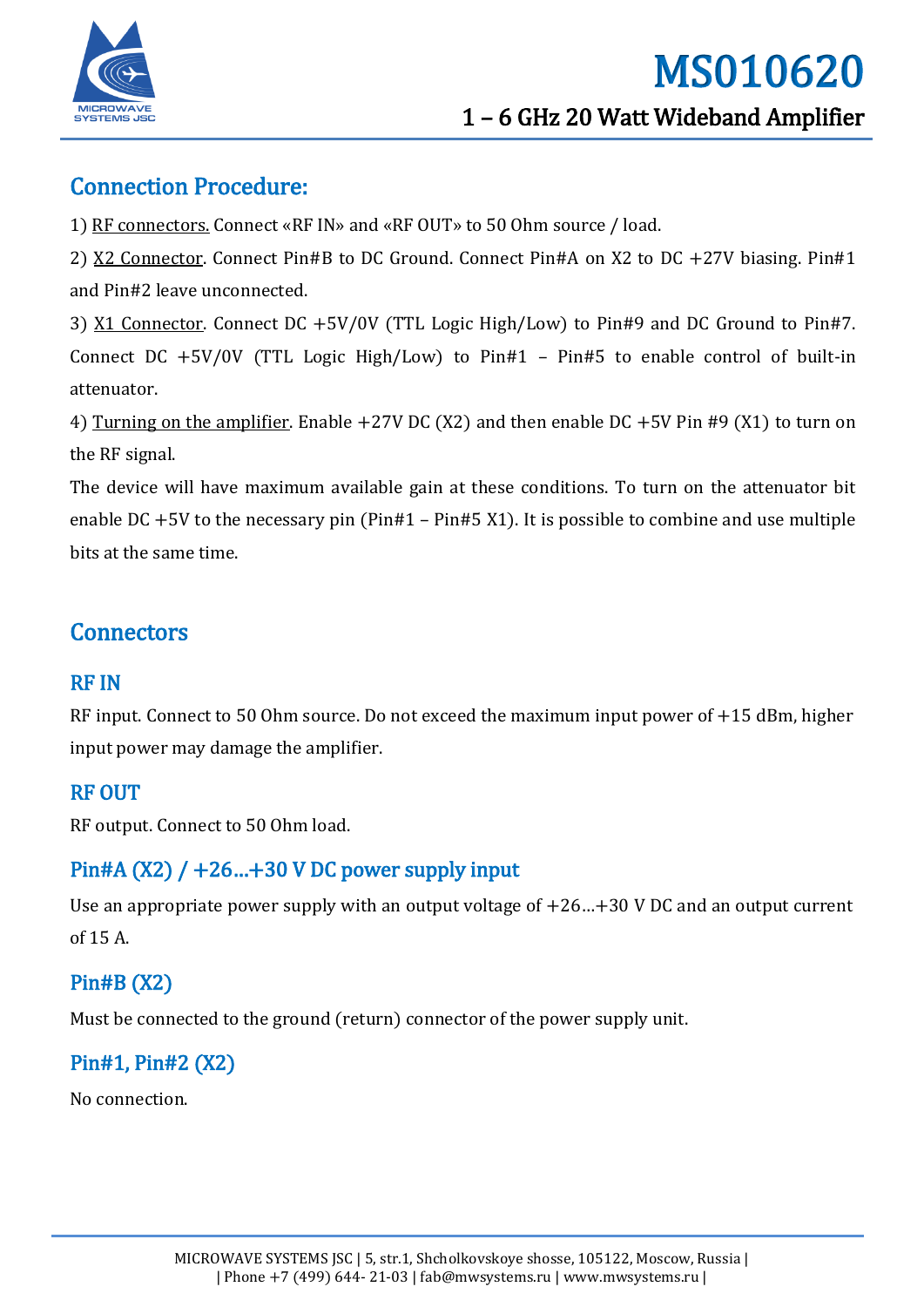## Connection Procedure:

1) RF connectors. Connect «RF IN» and «RF OUT» to 50 Ohm source / load.

2) X2 Connector. Connect Pin#B to DC Ground. Connect Pin#A on X2 to DC +27V biasing. Pin#1 and Pin#2 leave unconnected.

3) X1 Connector. Connect DC +5V/0V (TTL Logic High/Low) to Pin#9 and DC Ground to Pin#7. Connect DC +5V/0V (TTL Logic High/Low) to Pin#1 – Pin#5 to enable control of built-in attenuator.

4) Turning on the amplifier. Enable +27V DC (X2) and then enable DC +5V Pin #9 (X1) to turn on the RF signal.

The device will have maximum available gain at these conditions. To turn on the attenuator bit enable DC +5V to the necessary pin (Pin#1 – Pin#5 X1). It is possible to combine and use multiple bits at the same time.

## Connectors

### RF IN

RF input. Connect to 50 Ohm source. Do not exceed the maximum input power of +15 dBm, higher input power may damage the amplifier.

### RF OUT

RF output. Connect to 50 Ohm load.

### Pin#A (X2) / +26…+30 V DC power supply input

Use an appropriate power supply with an output voltage of +26…+30 V DC and an output current of 15 A.

### Pin#B (X2)

Must be connected to the ground (return) connector of the power supply unit.

### Pin#1, Pin#2 (X2)

No connection.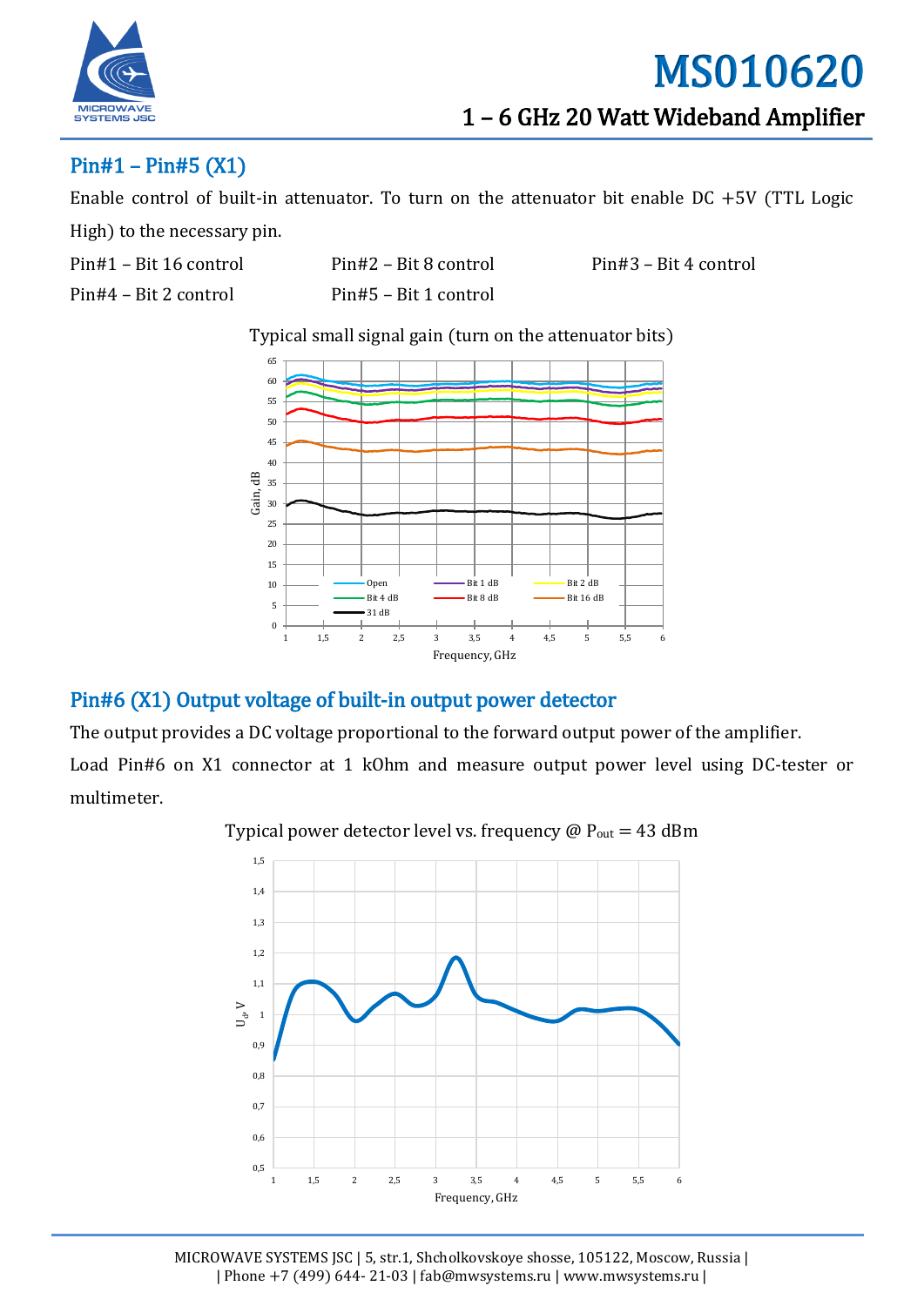## Pin#1 – Pin#5 (X1)

Enable control of built-in attenuator. To turn on the attenuator bit enable DC +5V (TTL Logic High) to the necessary pin.

Pin#1 – Bit 16 control
Pin#2 – Bit 8 control
Pin#3 – Bit 4 control
Pin#4 – Bit 2 control
Pin#5 – Bit 1 control

Typical small signal gain (turn on the attenuator bits)

## Pin#6 (X1) Output voltage of built-in output power detector

The output provides a DC voltage proportional to the forward output power of the amplifier.

Load Pin#6 on X1 connector at 1 kOhm and measure output power level using DC-tester or multimeter.

Typical power detector level vs. frequency @ $P_{out}$ = 43 dBm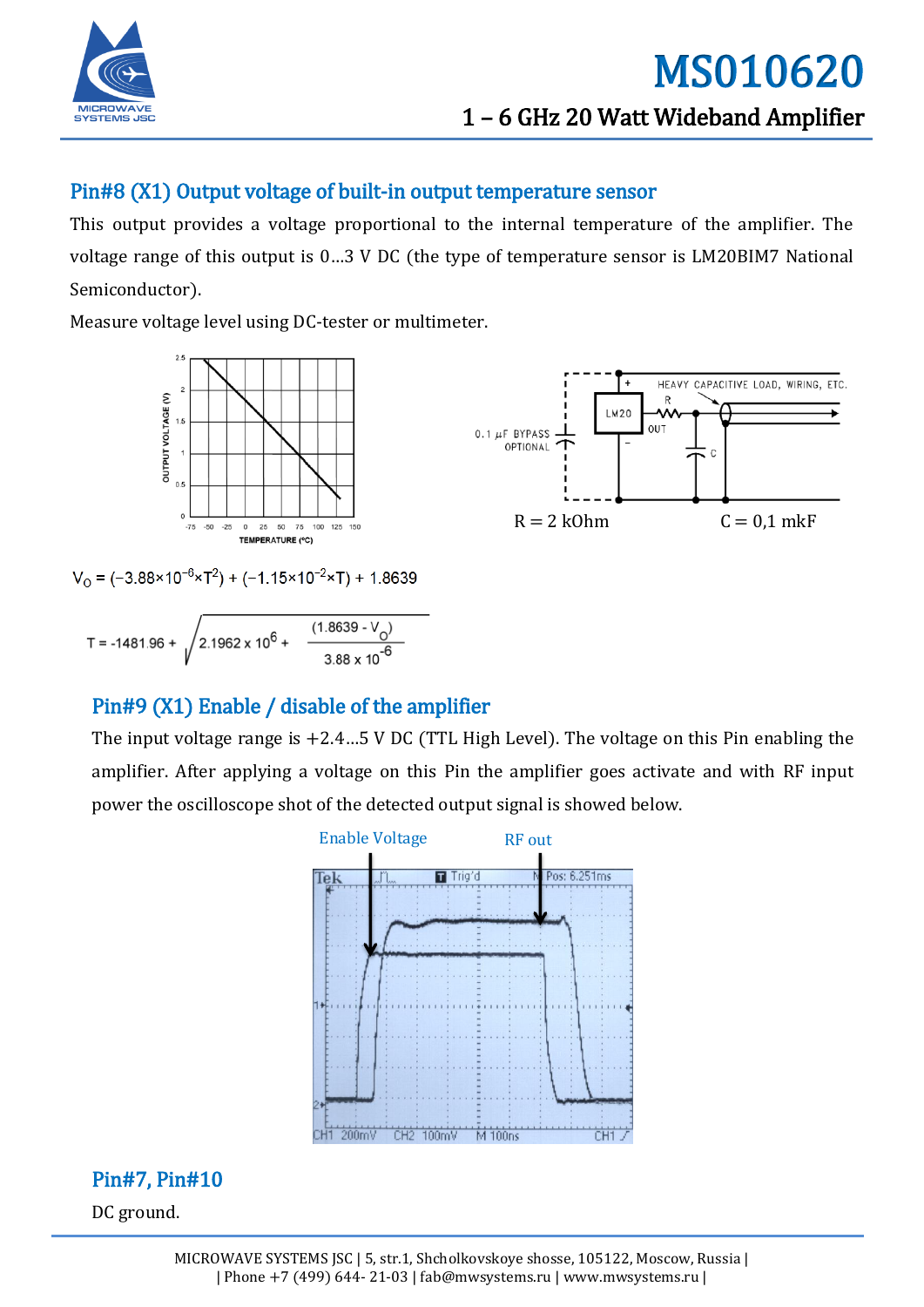## Pin#8 (X1) Output voltage of built-in output temperature sensor

This output provides a voltage proportional to the internal temperature of the amplifier. The voltage range of this output is 0…3 V DC (the type of temperature sensor is LM20BIM7 National Semiconductor).

Measure voltage level using DC-tester or multimeter.

R = 2 kOhm    C = 0,1 mkF

$$V_O = (-3.88\times10^{-6}\times T^2) + (-1.15\times10^{-2}\times T) + 1.8639$$

$$T = -1481.96 + \sqrt{2.1962 \times 10^6 + \frac{(1.8639 - V_O)}{3.88 \times 10^{-6}}}$$

## Pin#9 (X1) Enable / disable of the amplifier

The input voltage range is +2.4…5 V DC (TTL High Level). The voltage on this Pin enabling the amplifier. After applying a voltage on this Pin the amplifier goes activate and with RF input power the oscilloscope shot of the detected output signal is showed below.

## Pin#7, Pin#10

DC ground.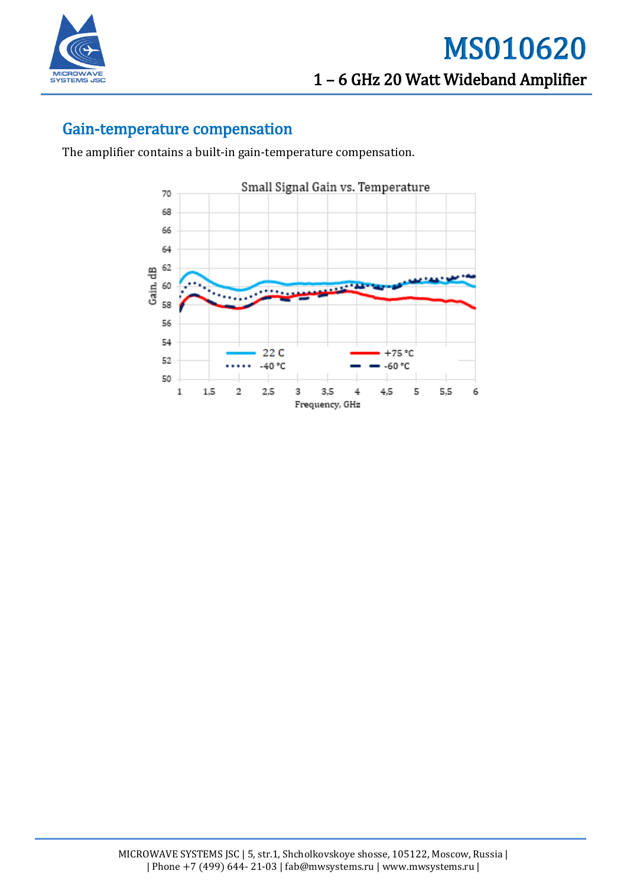## Gain-temperature compensation

The amplifier contains a built-in gain-temperature compensation.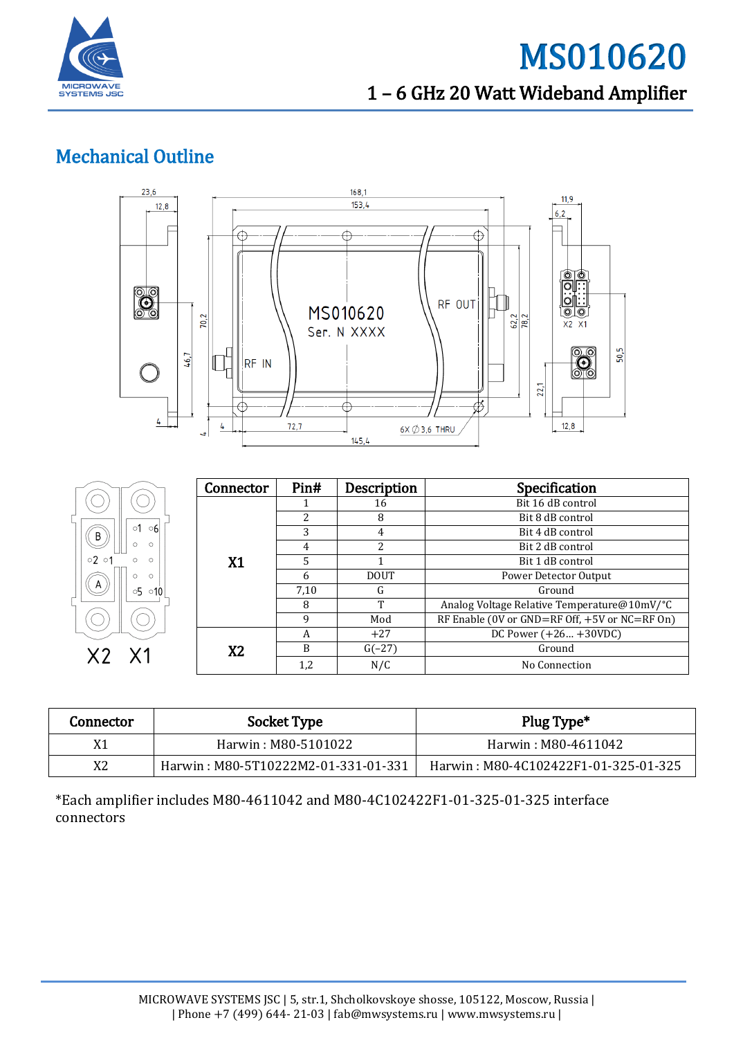# MS010620

## 1 – 6 GHz 20 Watt Wideband Amplifier

## Mechanical Outline

23,6
12,8
168,1
153,4
11,9
6,2
MS010620
Ser. N XXXX
RF OUT
RF IN
70,2
46,7
62,2
78,2
22,1
50,5
X2 X1
4
4
4
72,7
145,4
6X ∅ 3,6 THRU
12,8

B
A
○1 ○6
○2 ○1
○5 ○10
X2 X1

| Connector | Pin# | Description | Specification |
|---|---|---|---|
| X1 | 1 | 16 | Bit 16 dB control |
| | 2 | 8 | Bit 8 dB control |
| | 3 | 4 | Bit 4 dB control |
| | 4 | 2 | Bit 2 dB control |
| | 5 | 1 | Bit 1 dB control |
| | 6 | DOUT | Power Detector Output |
| | 7,10 | G | Ground |
| | 8 | T | Analog Voltage Relative Temperature@10mV/°C |
| | 9 | Mod | RF Enable (0V or GND=RF Off, +5V or NC=RF On) |
| X2 | A | +27 | DC Power (+26… +30VDC) |
| | B | G(−27) | Ground |
| | 1,2 | N/C | No Connection |

| Connector | Socket Type | Plug Type* |
|---|---|---|
| X1 | Harwin : M80-5101022 | Harwin : M80-4611042 |
| X2 | Harwin : M80-5T10222M2-01-331-01-331 | Harwin : M80-4C102422F1-01-325-01-325 |

*Each amplifier includes M80-4611042 and M80-4C102422F1-01-325-01-325 interface connectors

MICROWAVE SYSTEMS JSC | 5, str.1, Shcholkovskoye shosse, 105122, Moscow, Russia |
| Phone +7 (499) 644- 21-03 | fab@mwsystems.ru | www.mwsystems.ru |